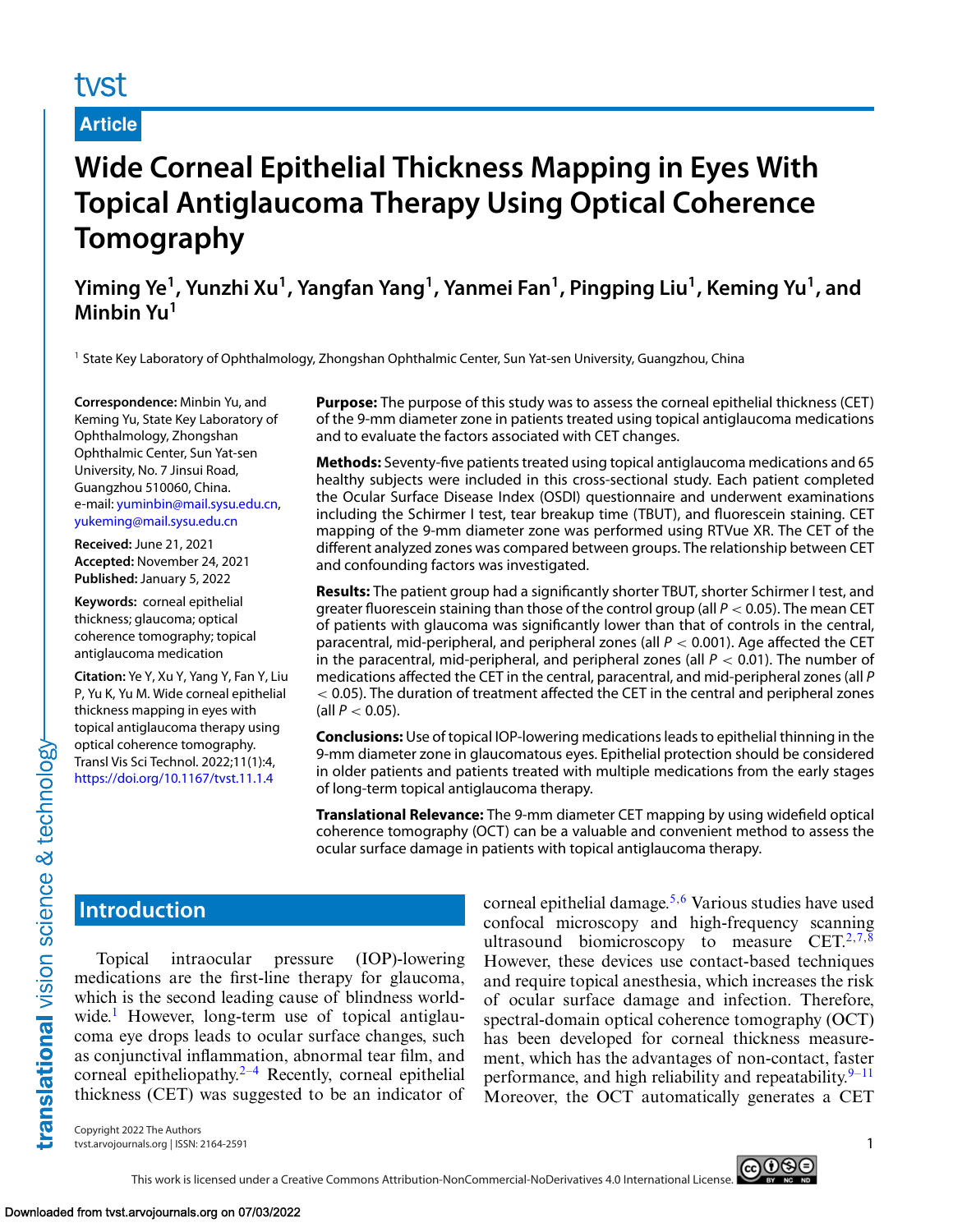Article

# Wide Corneal Epithelial Thickness Mapping in Eyes With Topical Antiglaucoma Therapy Using Optical Coherence Tomography

**Yiming Ye[1], Yunzhi Xu[1], Yangfan Yang[1], Yanmei Fan[1], Pingping Liu[1], Keming Yu[1], and Minbin Yu[1]**

[1] State Key Laboratory of Ophthalmology, Zhongshan Ophthalmic Center, Sun Yat-sen University, Guangzhou, China

**Correspondence:** Minbin Yu, and Keming Yu, State Key Laboratory of Ophthalmology, Zhongshan Ophthalmic Center, Sun Yat-sen University, No. 7 Jinsui Road, Guangzhou 510060, China. e-mail: yuminbin@mail.sysu.edu.cn, yukeming@mail.sysu.edu.cn

**Received:** June 21, 2021
**Accepted:** November 24, 2021
**Published:** January 5, 2022

**Keywords:** corneal epithelial thickness; glaucoma; optical coherence tomography; topical antiglaucoma medication

**Citation:** Ye Y, Xu Y, Yang Y, Fan Y, Liu P, Yu K, Yu M. Wide corneal epithelial thickness mapping in eyes with topical antiglaucoma therapy using optical coherence tomography. Transl Vis Sci Technol. 2022;11(1):4, https://doi.org/10.1167/tvst.11.1.4

**Purpose:** The purpose of this study was to assess the corneal epithelial thickness (CET) of the 9-mm diameter zone in patients treated using topical antiglaucoma medications and to evaluate the factors associated with CET changes.

**Methods:** Seventy-five patients treated using topical antiglaucoma medications and 65 healthy subjects were included in this cross-sectional study. Each patient completed the Ocular Surface Disease Index (OSDI) questionnaire and underwent examinations including the Schirmer I test, tear breakup time (TBUT), and fluorescein staining. CET mapping of the 9-mm diameter zone was performed using RTVue XR. The CET of the different analyzed zones was compared between groups. The relationship between CET and confounding factors was investigated.

**Results:** The patient group had a significantly shorter TBUT, shorter Schirmer I test, and greater fluorescein staining than those of the control group (all $P < 0.05$). The mean CET of patients with glaucoma was significantly lower than that of controls in the central, paracentral, mid-peripheral, and peripheral zones (all $P < 0.001$). Age affected the CET in the paracentral, mid-peripheral, and peripheral zones (all $P < 0.01$). The number of medications affected the CET in the central, paracentral, and mid-peripheral zones (all $P < 0.05$). The duration of treatment affected the CET in the central and peripheral zones (all $P < 0.05$).

**Conclusions:** Use of topical IOP-lowering medications leads to epithelial thinning in the 9-mm diameter zone in glaucomatous eyes. Epithelial protection should be considered in older patients and patients treated with multiple medications from the early stages of long-term topical antiglaucoma therapy.

**Translational Relevance:** The 9-mm diameter CET mapping by using widefield optical coherence tomography (OCT) can be a valuable and convenient method to assess the ocular surface damage in patients with topical antiglaucoma therapy.

## Introduction

Topical intraocular pressure (IOP)-lowering medications are the first-line therapy for glaucoma, which is the second leading cause of blindness worldwide.[1] However, long-term use of topical antiglaucoma eye drops leads to ocular surface changes, such as conjunctival inflammation, abnormal tear film, and corneal epitheliopathy.[2–4] Recently, corneal epithelial thickness (CET) was suggested to be an indicator of corneal epithelial damage.[5,6] Various studies have used confocal microscopy and high-frequency scanning ultrasound biomicroscopy to measure CET.[2,7,8] However, these devices use contact-based techniques and require topical anesthesia, which increases the risk of ocular surface damage and infection. Therefore, spectral-domain optical coherence tomography (OCT) has been developed for corneal thickness measurement, which has the advantages of non-contact, faster performance, and high reliability and repeatability.[9–11] Moreover, the OCT automatically generates a CET

Copyright 2022 The Authors
tvst.arvojournals.org | ISSN: 2164-2591

This work is licensed under a Creative Commons Attribution-NonCommercial-NoDerivatives 4.0 International License.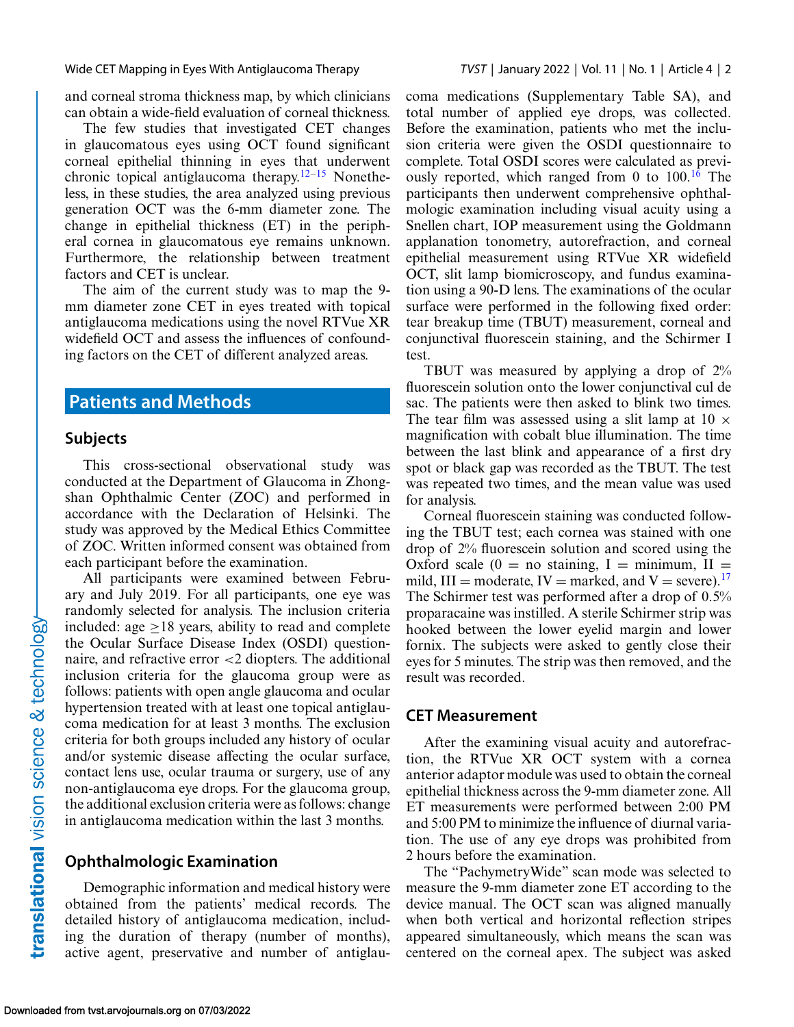and corneal stroma thickness map, by which clinicians can obtain a wide-field evaluation of corneal thickness.

The few studies that investigated CET changes in glaucomatous eyes using OCT found significant corneal epithelial thinning in eyes that underwent chronic topical antiglaucoma therapy.[12–15] Nonetheless, in these studies, the area analyzed using previous generation OCT was the 6-mm diameter zone. The change in epithelial thickness (ET) in the peripheral cornea in glaucomatous eye remains unknown. Furthermore, the relationship between treatment factors and CET is unclear.

The aim of the current study was to map the 9-mm diameter zone CET in eyes treated with topical antiglaucoma medications using the novel RTVue XR widefield OCT and assess the influences of confounding factors on the CET of different analyzed areas.

## Patients and Methods

### Subjects

This cross-sectional observational study was conducted at the Department of Glaucoma in Zhongshan Ophthalmic Center (ZOC) and performed in accordance with the Declaration of Helsinki. The study was approved by the Medical Ethics Committee of ZOC. Written informed consent was obtained from each participant before the examination.

All participants were examined between February and July 2019. For all participants, one eye was randomly selected for analysis. The inclusion criteria included: age ≥18 years, ability to read and complete the Ocular Surface Disease Index (OSDI) questionnaire, and refractive error <2 diopters. The additional inclusion criteria for the glaucoma group were as follows: patients with open angle glaucoma and ocular hypertension treated with at least one topical antiglaucoma medication for at least 3 months. The exclusion criteria for both groups included any history of ocular and/or systemic disease affecting the ocular surface, contact lens use, ocular trauma or surgery, use of any non-antiglaucoma eye drops. For the glaucoma group, the additional exclusion criteria were as follows: change in antiglaucoma medication within the last 3 months.

### Ophthalmologic Examination

Demographic information and medical history were obtained from the patients' medical records. The detailed history of antiglaucoma medication, including the duration of therapy (number of months), active agent, preservative and number of antiglaucoma medications (Supplementary Table SA), and total number of applied eye drops, was collected. Before the examination, patients who met the inclusion criteria were given the OSDI questionnaire to complete. Total OSDI scores were calculated as previously reported, which ranged from 0 to 100.[16] The participants then underwent comprehensive ophthalmologic examination including visual acuity using a Snellen chart, IOP measurement using the Goldmann applanation tonometry, autorefraction, and corneal epithelial measurement using RTVue XR widefield OCT, slit lamp biomicroscopy, and fundus examination using a 90-D lens. The examinations of the ocular surface were performed in the following fixed order: tear breakup time (TBUT) measurement, corneal and conjunctival fluorescein staining, and the Schirmer I test.

TBUT was measured by applying a drop of 2% fluorescein solution onto the lower conjunctival cul de sac. The patients were then asked to blink two times. The tear film was assessed using a slit lamp at 10 × magnification with cobalt blue illumination. The time between the last blink and appearance of a first dry spot or black gap was recorded as the TBUT. The test was repeated two times, and the mean value was used for analysis.

Corneal fluorescein staining was conducted following the TBUT test; each cornea was stained with one drop of 2% fluorescein solution and scored using the Oxford scale (0 = no staining, I = minimum, II = mild, III = moderate, IV = marked, and V = severe).[17] The Schirmer test was performed after a drop of 0.5% proparacaine was instilled. A sterile Schirmer strip was hooked between the lower eyelid margin and lower fornix. The subjects were asked to gently close their eyes for 5 minutes. The strip was then removed, and the result was recorded.

### CET Measurement

After the examining visual acuity and autorefraction, the RTVue XR OCT system with a cornea anterior adaptor module was used to obtain the corneal epithelial thickness across the 9-mm diameter zone. All ET measurements were performed between 2:00 PM and 5:00 PM to minimize the influence of diurnal variation. The use of any eye drops was prohibited from 2 hours before the examination.

The "PachymetryWide" scan mode was selected to measure the 9-mm diameter zone ET according to the device manual. The OCT scan was aligned manually when both vertical and horizontal reflection stripes appeared simultaneously, which means the scan was centered on the corneal apex. The subject was asked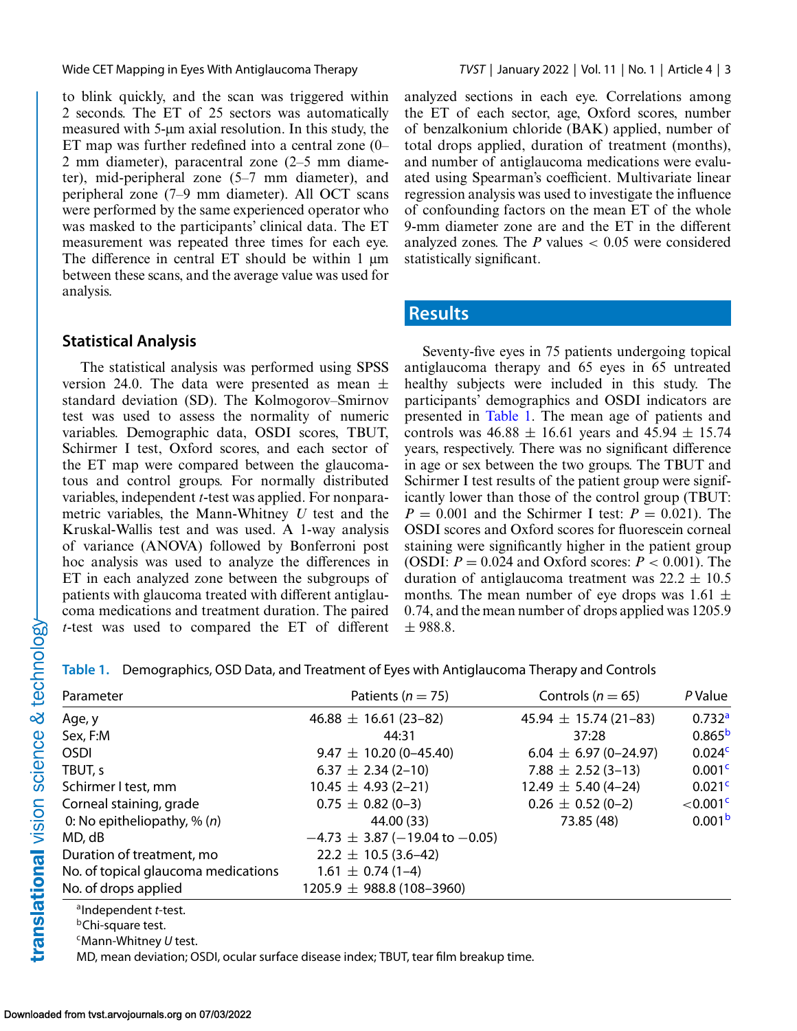to blink quickly, and the scan was triggered within 2 seconds. The ET of 25 sectors was automatically measured with 5-μm axial resolution. In this study, the ET map was further redefined into a central zone (0–2 mm diameter), paracentral zone (2–5 mm diameter), mid-peripheral zone (5–7 mm diameter), and peripheral zone (7–9 mm diameter). All OCT scans were performed by the same experienced operator who was masked to the participants' clinical data. The ET measurement was repeated three times for each eye. The difference in central ET should be within 1 μm between these scans, and the average value was used for analysis.

## Statistical Analysis

The statistical analysis was performed using SPSS version 24.0. The data were presented as mean ± standard deviation (SD). The Kolmogorov–Smirnov test was used to assess the normality of numeric variables. Demographic data, OSDI scores, TBUT, Schirmer I test, Oxford scores, and each sector of the ET map were compared between the glaucomatous and control groups. For normally distributed variables, independent *t*-test was applied. For nonparametric variables, the Mann-Whitney *U* test and the Kruskal-Wallis test and was used. A 1-way analysis of variance (ANOVA) followed by Bonferroni post hoc analysis was used to analyze the differences in ET in each analyzed zone between the subgroups of patients with glaucoma treated with different antiglaucoma medications and treatment duration. The paired *t*-test was used to compared the ET of different analyzed sections in each eye. Correlations among the ET of each sector, age, Oxford scores, number of benzalkonium chloride (BAK) applied, number of total drops applied, duration of treatment (months), and number of antiglaucoma medications were evaluated using Spearman's coefficient. Multivariate linear regression analysis was used to investigate the influence of confounding factors on the mean ET of the whole 9-mm diameter zone are and the ET in the different analyzed zones. The *P* values $< 0.05$ were considered statistically significant.

## Results

Seventy-five eyes in 75 patients undergoing topical antiglaucoma therapy and 65 eyes in 65 untreated healthy subjects were included in this study. The participants' demographics and OSDI indicators are presented in Table 1. The mean age of patients and controls was 46.88 ± 16.61 years and 45.94 ± 15.74 years, respectively. There was no significant difference in age or sex between the two groups. The TBUT and Schirmer I test results of the patient group were significantly lower than those of the control group (TBUT: $P = 0.001$ and the Schirmer I test: $P = 0.021$). The OSDI scores and Oxford scores for fluorescein corneal staining were significantly higher in the patient group (OSDI: $P = 0.024$ and Oxford scores: $P < 0.001$). The duration of antiglaucoma treatment was 22.2 ± 10.5 months. The mean number of eye drops was 1.61 ± 0.74, and the mean number of drops applied was 1205.9 ± 988.8.

**Table 1.** Demographics, OSD Data, and Treatment of Eyes with Antiglaucoma Therapy and Controls

| Parameter | Patients ($n = 75$) | Controls ($n = 65$) | *P* Value |
|---|---|---|---|
| Age, y | 46.88 ± 16.61 (23–82) | 45.94 ± 15.74 (21–83) | 0.732[a] |
| Sex, F:M | 44:31 | 37:28 | 0.865[b] |
| OSDI | 9.47 ± 10.20 (0–45.40) | 6.04 ± 6.97 (0–24.97) | 0.024[c] |
| TBUT, s | 6.37 ± 2.34 (2–10) | 7.88 ± 2.52 (3–13) | 0.001[c] |
| Schirmer I test, mm | 10.45 ± 4.93 (2–21) | 12.49 ± 5.40 (4–24) | 0.021[c] |
| Corneal staining, grade | 0.75 ± 0.82 (0–3) | 0.26 ± 0.52 (0–2) | <0.001[c] |
| 0: No epitheliopathy, % (*n*) | 44.00 (33) | 73.85 (48) | 0.001[b] |
| MD, dB | −4.73 ± 3.87 (−19.04 to −0.05) | | |
| Duration of treatment, mo | 22.2 ± 10.5 (3.6–42) | | |
| No. of topical glaucoma medications | 1.61 ± 0.74 (1–4) | | |
| No. of drops applied | 1205.9 ± 988.8 (108–3960) | | |

[a]Independent *t*-test.
[b]Chi-square test.
[c]Mann-Whitney *U* test.
MD, mean deviation; OSDI, ocular surface disease index; TBUT, tear film breakup time.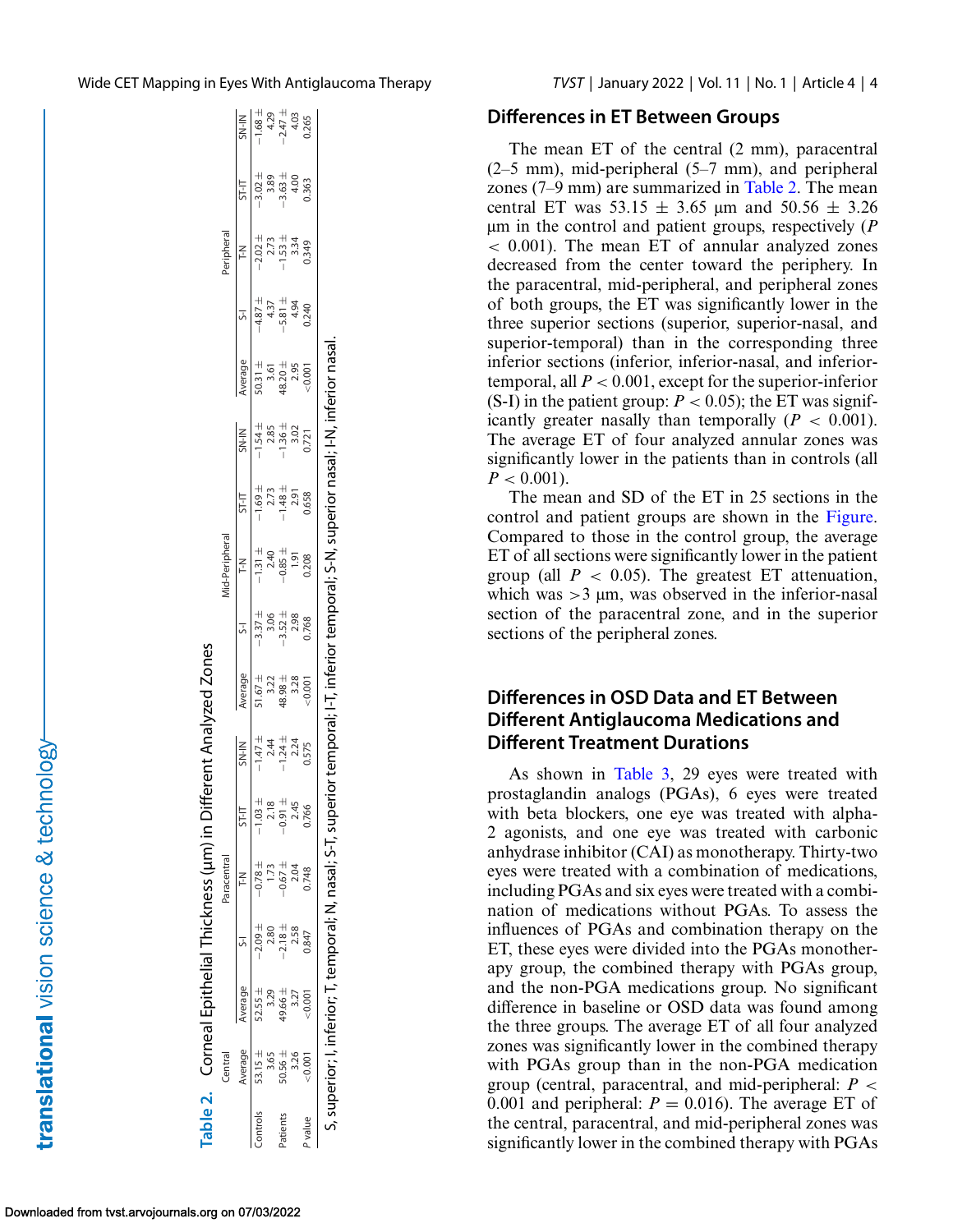**Table 2.** Corneal Epithelial Thickness (µm) in Different Analyzed Zones

| | Central | Paracentral | | | | | Mid-Peripheral | | | | | Peripheral | | | | |
|---|---|---|---|---|---|---|---|---|---|---|---|---|---|---|---|---|
| | Average | Average | S-I | T-N | ST-IT | SN-IN | Average | S-I | T-N | ST-IT | SN-IN | Average | S-I | T-N | ST-IT | SN-IN |
| Controls | 53.15 ± 3.65 | 52.55 ± 3.29 | −2.09 ± 2.80 | −0.78 ± 1.73 | −1.03 ± 2.18 | −1.47 ± 2.44 | 51.67 ± 3.22 | −3.37 ± 3.06 | −1.31 ± 2.40 | −1.69 ± 2.73 | −1.54 ± 2.85 | 50.31 ± 3.61 | −4.87 ± 4.37 | −2.02 ± 2.73 | −3.02 ± 3.89 | −1.68 ± 4.29 |
| Patients | 50.56 ± 3.26 | 49.66 ± 3.27 | −2.18 ± 2.58 | −0.67 ± 2.04 | −0.91 ± 2.45 | −1.24 ± 2.24 | 48.98 ± 3.28 | −3.52 ± 2.98 | −0.85 ± 1.91 | −1.48 ± 2.91 | −1.36 ± 3.02 | 48.20 ± 2.95 | −5.81 ± 4.94 | −1.53 ± 3.34 | −3.63 ± 4.00 | −2.47 ± 4.03 |
| *P* value | <0.001 | <0.001 | 0.847 | 0.748 | 0.766 | 0.575 | <0.001 | 0.768 | 0.208 | 0.658 | 0.721 | <0.001 | 0.240 | 0.349 | 0.363 | 0.265 |

S, superior; I, inferior; T, temporal; N, nasal; S-T, superior temporal; I-T, inferior temporal; S-N, superior nasal; I-N, inferior nasal.

## Differences in ET Between Groups

The mean ET of the central (2 mm), paracentral (2–5 mm), mid-peripheral (5–7 mm), and peripheral zones (7–9 mm) are summarized in Table 2. The mean central ET was 53.15 ± 3.65 µm and 50.56 ± 3.26 µm in the control and patient groups, respectively ($P < 0.001$). The mean ET of annular analyzed zones decreased from the center toward the periphery. In the paracentral, mid-peripheral, and peripheral zones of both groups, the ET was significantly lower in the three superior sections (superior, superior-nasal, and superior-temporal) than in the corresponding three inferior sections (inferior, inferior-nasal, and inferior-temporal, all $P < 0.001$, except for the superior-inferior (S-I) in the patient group: $P < 0.05$); the ET was significantly greater nasally than temporally ($P < 0.001$). The average ET of four analyzed annular zones was significantly lower in the patients than in controls (all $P < 0.001$).

The mean and SD of the ET in 25 sections in the control and patient groups are shown in the Figure. Compared to those in the control group, the average ET of all sections were significantly lower in the patient group (all $P < 0.05$). The greatest ET attenuation, which was >3 µm, was observed in the inferior-nasal section of the paracentral zone, and in the superior sections of the peripheral zones.

## Differences in OSD Data and ET Between Different Antiglaucoma Medications and Different Treatment Durations

As shown in Table 3, 29 eyes were treated with prostaglandin analogs (PGAs), 6 eyes were treated with beta blockers, one eye was treated with alpha-2 agonists, and one eye was treated with carbonic anhydrase inhibitor (CAI) as monotherapy. Thirty-two eyes were treated with a combination of medications, including PGAs and six eyes were treated with a combination of medications without PGAs. To assess the influences of PGAs and combination therapy on the ET, these eyes were divided into the PGAs monotherapy group, the combined therapy with PGAs group, and the non-PGA medications group. No significant difference in baseline or OSD data was found among the three groups. The average ET of all four analyzed zones was significantly lower in the combined therapy with PGAs group than in the non-PGA medication group (central, paracentral, and mid-peripheral: $P < 0.001$ and peripheral: $P = 0.016$). The average ET of the central, paracentral, and mid-peripheral zones was significantly lower in the combined therapy with PGAs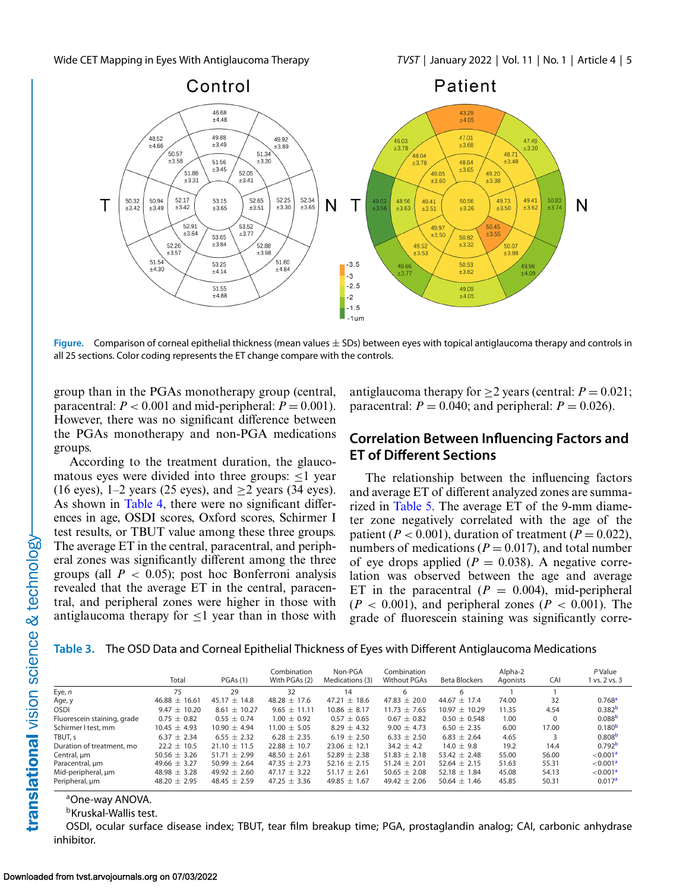Control

Patient

**Figure.** Comparison of corneal epithelial thickness (mean values ± SDs) between eyes with topical antiglaucoma therapy and controls in all 25 sections. Color coding represents the ET change compare with the controls.

group than in the PGAs monotherapy group (central, paracentral: $P < 0.001$ and mid-peripheral: $P = 0.001$). However, there was no significant difference between the PGAs monotherapy and non-PGA medications groups.

According to the treatment duration, the glaucomatous eyes were divided into three groups: ≤1 year (16 eyes), 1–2 years (25 eyes), and ≥2 years (34 eyes). As shown in Table 4, there were no significant differences in age, OSDI scores, Oxford scores, Schirmer I test results, or TBUT value among these three groups. The average ET in the central, paracentral, and peripheral zones was significantly different among the three groups (all $P < 0.05$); post hoc Bonferroni analysis revealed that the average ET in the central, paracentral, and peripheral zones were higher in those with antiglaucoma therapy for ≤1 year than in those with antiglaucoma therapy for ≥2 years (central: $P = 0.021$; paracentral: $P = 0.040$; and peripheral: $P = 0.026$).

## Correlation Between Influencing Factors and ET of Different Sections

The relationship between the influencing factors and average ET of different analyzed zones are summarized in Table 5. The average ET of the 9-mm diameter zone negatively correlated with the age of the patient ($P < 0.001$), duration of treatment ($P = 0.022$), numbers of medications ($P = 0.017$), and total number of eye drops applied ($P = 0.038$). A negative correlation was observed between the age and average ET in the paracentral ($P = 0.004$), mid-peripheral ($P < 0.001$), and peripheral zones ($P < 0.001$). The grade of fluorescein staining was significantly corre-

**Table 3.** The OSD Data and Corneal Epithelial Thickness of Eyes with Different Antiglaucoma Medications

| | Total | PGAs (1) | Combination With PGAs (2) | Non-PGA Medications (3) | Combination Without PGAs | Beta Blockers | Alpha-2 Agonists | CAI | P Value 1 vs. 2 vs. 3 |
|---|---|---|---|---|---|---|---|---|---|
| Eye, n | 75 | 29 | 32 | 14 | 6 | 6 | 1 | 1 | |
| Age, y | 46.88 ± 16.61 | 45.17 ± 14.8 | 48.28 ± 17.6 | 47.21 ± 18.6 | 47.83 ± 20.0 | 44.67 ± 17.4 | 74.00 | 32 | 0.768[a] |
| OSDI | 9.47 ± 10.20 | 8.61 ± 10.27 | 9.65 ± 11.11 | 10.86 ± 8.17 | 11.73 ± 7.65 | 10.97 ± 10.29 | 11.35 | 4.54 | 0.382[b] |
| Fluorescein staining, grade | 0.75 ± 0.82 | 0.55 ± 0.74 | 1.00 ± 0.92 | 0.57 ± 0.65 | 0.67 ± 0.82 | 0.50 ± 0.548 | 1.00 | 0 | 0.088[b] |
| Schirmer I test, mm | 10.45 ± 4.93 | 10.90 ± 4.94 | 11.00 ± 5.05 | 8.29 ± 4.32 | 9.00 ± 4.73 | 6.50 ± 2.35 | 6.00 | 17.00 | 0.180[b] |
| TBUT, s | 6.37 ± 2.34 | 6.55 ± 2.32 | 6.28 ± 2.35 | 6.19 ± 2.50 | 6.33 ± 2.50 | 6.83 ± 2.64 | 4.65 | 3 | 0.808[b] |
| Duration of treatment, mo | 22.2 ± 10.5 | 21.10 ± 11.5 | 22.88 ± 10.7 | 23.06 ± 12.1 | 34.2 ± 4.2 | 14.0 ± 9.8 | 19.2 | 14.4 | 0.792[b] |
| Central, μm | 50.56 ± 3.26 | 51.71 ± 2.99 | 48.50 ± 2.61 | 52.89 ± 2.38 | 51.83 ± 2.18 | 53.42 ± 2.48 | 55.00 | 56.00 | <0.001[a] |
| Paracentral, μm | 49.66 ± 3.27 | 50.99 ± 2.64 | 47.35 ± 2.73 | 52.16 ± 2.15 | 51.24 ± 2.01 | 52.64 ± 2.15 | 51.63 | 55.31 | <0.001[a] |
| Mid-peripheral, μm | 48.98 ± 3.28 | 49.92 ± 2.60 | 47.17 ± 3.22 | 51.17 ± 2.61 | 50.65 ± 2.08 | 52.18 ± 1.84 | 45.08 | 54.13 | <0.001[a] |
| Peripheral, μm | 48.20 ± 2.95 | 48.45 ± 2.59 | 47.25 ± 3.36 | 49.85 ± 1.67 | 49.42 ± 2.06 | 50.64 ± 1.46 | 45.85 | 50.31 | 0.017[a] |

[a]One-way ANOVA.

[b]Kruskal-Wallis test.

OSDI, ocular surface disease index; TBUT, tear film breakup time; PGA, prostaglandin analog; CAI, carbonic anhydrase inhibitor.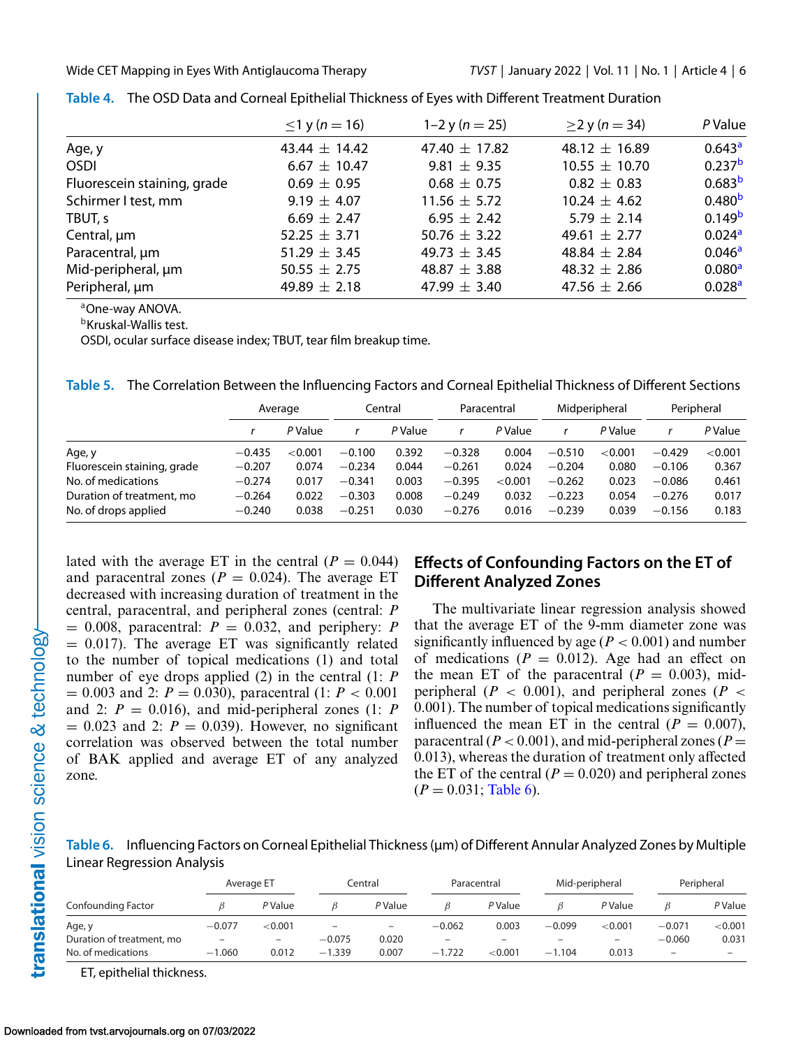**Table 4.** The OSD Data and Corneal Epithelial Thickness of Eyes with Different Treatment Duration

| | ≤1 y ($n = 16$) | 1–2 y ($n = 25$) | ≥2 y ($n = 34$) | $P$ Value |
|---|---|---|---|---|
| Age, y | 43.44 ± 14.42 | 47.40 ± 17.82 | 48.12 ± 16.89 | 0.643[a] |
| OSDI | 6.67 ± 10.47 | 9.81 ± 9.35 | 10.55 ± 10.70 | 0.237[b] |
| Fluorescein staining, grade | 0.69 ± 0.95 | 0.68 ± 0.75 | 0.82 ± 0.83 | 0.683[b] |
| Schirmer I test, mm | 9.19 ± 4.07 | 11.56 ± 5.72 | 10.24 ± 4.62 | 0.480[b] |
| TBUT, s | 6.69 ± 2.47 | 6.95 ± 2.42 | 5.79 ± 2.14 | 0.149[b] |
| Central, µm | 52.25 ± 3.71 | 50.76 ± 3.22 | 49.61 ± 2.77 | 0.024[a] |
| Paracentral, µm | 51.29 ± 3.45 | 49.73 ± 3.45 | 48.84 ± 2.84 | 0.046[a] |
| Mid-peripheral, µm | 50.55 ± 2.75 | 48.87 ± 3.88 | 48.32 ± 2.86 | 0.080[a] |
| Peripheral, µm | 49.89 ± 2.18 | 47.99 ± 3.40 | 47.56 ± 2.66 | 0.028[a] |

[a]One-way ANOVA.
[b]Kruskal-Wallis test.
OSDI, ocular surface disease index; TBUT, tear film breakup time.

**Table 5.** The Correlation Between the Influencing Factors and Corneal Epithelial Thickness of Different Sections

| | Average | | Central | | Paracentral | | Midperipheral | | Peripheral | |
|---|---|---|---|---|---|---|---|---|---|---|
| | $r$ | $P$ Value | $r$ | $P$ Value | $r$ | $P$ Value | $r$ | $P$ Value | $r$ | $P$ Value |
| Age, y | −0.435 | <0.001 | −0.100 | 0.392 | −0.328 | 0.004 | −0.510 | <0.001 | −0.429 | <0.001 |
| Fluorescein staining, grade | −0.207 | 0.074 | −0.234 | 0.044 | −0.261 | 0.024 | −0.204 | 0.080 | −0.106 | 0.367 |
| No. of medications | −0.274 | 0.017 | −0.341 | 0.003 | −0.395 | <0.001 | −0.262 | 0.023 | −0.086 | 0.461 |
| Duration of treatment, mo | −0.264 | 0.022 | −0.303 | 0.008 | −0.249 | 0.032 | −0.223 | 0.054 | −0.276 | 0.017 |
| No. of drops applied | −0.240 | 0.038 | −0.251 | 0.030 | −0.276 | 0.016 | −0.239 | 0.039 | −0.156 | 0.183 |

lated with the average ET in the central ($P = 0.044$) and paracentral zones ($P = 0.024$). The average ET decreased with increasing duration of treatment in the central, paracentral, and peripheral zones (central: $P = 0.008$, paracentral: $P = 0.032$, and periphery: $P = 0.017$). The average ET was significantly related to the number of topical medications (1) and total number of eye drops applied (2) in the central (1: $P = 0.003$ and 2: $P = 0.030$), paracentral (1: $P < 0.001$ and 2: $P = 0.016$), and mid-peripheral zones (1: $P = 0.023$ and 2: $P = 0.039$). However, no significant correlation was observed between the total number of BAK applied and average ET of any analyzed zone.

## Effects of Confounding Factors on the ET of Different Analyzed Zones

The multivariate linear regression analysis showed that the average ET of the 9-mm diameter zone was significantly influenced by age ($P < 0.001$) and number of medications ($P = 0.012$). Age had an effect on the mean ET of the paracentral ($P = 0.003$), mid-peripheral ($P < 0.001$), and peripheral zones ($P < 0.001$). The number of topical medications significantly influenced the mean ET in the central ($P = 0.007$), paracentral ($P < 0.001$), and mid-peripheral zones ($P = 0.013$), whereas the duration of treatment only affected the ET of the central ($P = 0.020$) and peripheral zones ($P = 0.031$; Table 6).

**Table 6.** Influencing Factors on Corneal Epithelial Thickness (µm) of Different Annular Analyzed Zones by Multiple Linear Regression Analysis

| | Average ET | | Central | | Paracentral | | Mid-peripheral | | Peripheral | |
|---|---|---|---|---|---|---|---|---|---|---|
| Confounding Factor | $\beta$ | $P$ Value | $\beta$ | $P$ Value | $\beta$ | $P$ Value | $\beta$ | $P$ Value | $\beta$ | $P$ Value |
| Age, y | −0.077 | <0.001 | – | – | −0.062 | 0.003 | −0.099 | <0.001 | −0.071 | <0.001 |
| Duration of treatment, mo | – | – | −0.075 | 0.020 | – | – | – | – | −0.060 | 0.031 |
| No. of medications | −1.060 | 0.012 | −1.339 | 0.007 | −1.722 | <0.001 | −1.104 | 0.013 | – | – |

ET, epithelial thickness.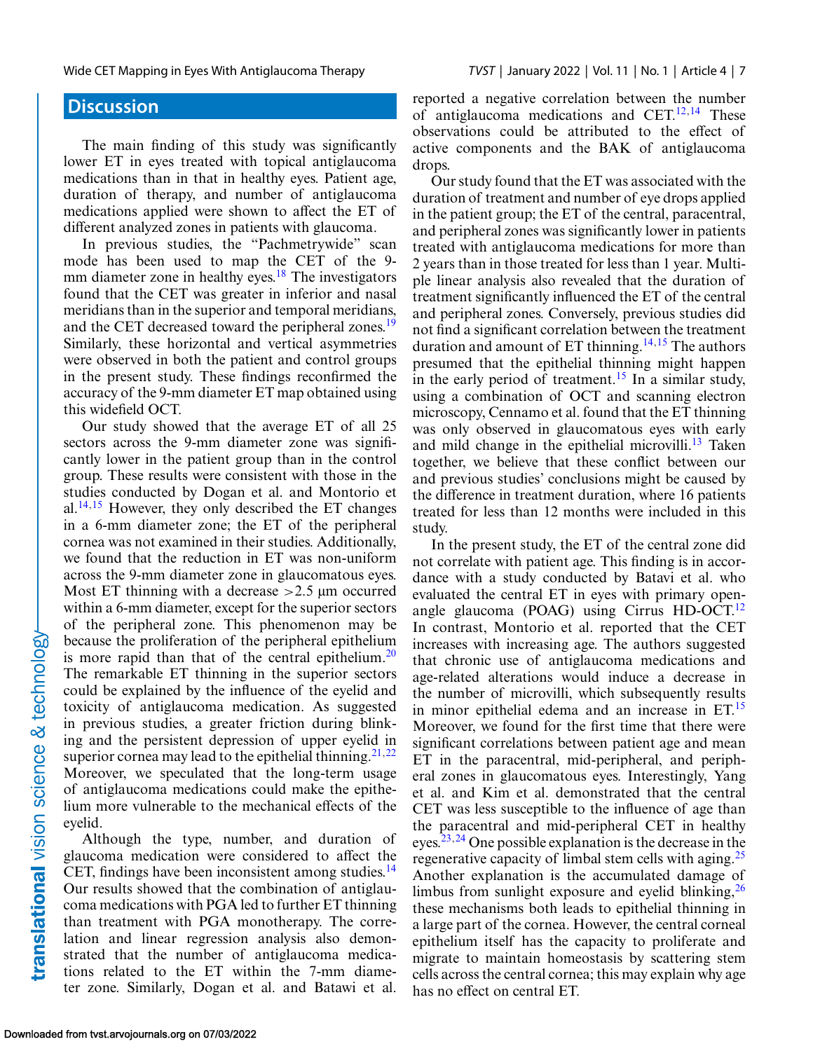## Discussion

The main finding of this study was significantly lower ET in eyes treated with topical antiglaucoma medications than in that in healthy eyes. Patient age, duration of therapy, and number of antiglaucoma medications applied were shown to affect the ET of different analyzed zones in patients with glaucoma.

In previous studies, the "Pachmetrywide" scan mode has been used to map the CET of the 9-mm diameter zone in healthy eyes.[18] The investigators found that the CET was greater in inferior and nasal meridians than in the superior and temporal meridians, and the CET decreased toward the peripheral zones.[19] Similarly, these horizontal and vertical asymmetries were observed in both the patient and control groups in the present study. These findings reconfirmed the accuracy of the 9-mm diameter ET map obtained using this widefield OCT.

Our study showed that the average ET of all 25 sectors across the 9-mm diameter zone was significantly lower in the patient group than in the control group. These results were consistent with those in the studies conducted by Dogan et al. and Montorio et al.[14,15] However, they only described the ET changes in a 6-mm diameter zone; the ET of the peripheral cornea was not examined in their studies. Additionally, we found that the reduction in ET was non-uniform across the 9-mm diameter zone in glaucomatous eyes. Most ET thinning with a decrease >2.5 µm occurred within a 6-mm diameter, except for the superior sectors of the peripheral zone. This phenomenon may be because the proliferation of the peripheral epithelium is more rapid than that of the central epithelium.[20] The remarkable ET thinning in the superior sectors could be explained by the influence of the eyelid and toxicity of antiglaucoma medication. As suggested in previous studies, a greater friction during blinking and the persistent depression of upper eyelid in superior cornea may lead to the epithelial thinning.[21,22] Moreover, we speculated that the long-term usage of antiglaucoma medications could make the epithelium more vulnerable to the mechanical effects of the eyelid.

Although the type, number, and duration of glaucoma medication were considered to affect the CET, findings have been inconsistent among studies.[14] Our results showed that the combination of antiglaucoma medications with PGA led to further ET thinning than treatment with PGA monotherapy. The correlation and linear regression analysis also demonstrated that the number of antiglaucoma medications related to the ET within the 7-mm diameter zone. Similarly, Dogan et al. and Batawi et al. reported a negative correlation between the number of antiglaucoma medications and CET.[12,14] These observations could be attributed to the effect of active components and the BAK of antiglaucoma drops.

Our study found that the ET was associated with the duration of treatment and number of eye drops applied in the patient group; the ET of the central, paracentral, and peripheral zones was significantly lower in patients treated with antiglaucoma medications for more than 2 years than in those treated for less than 1 year. Multiple linear analysis also revealed that the duration of treatment significantly influenced the ET of the central and peripheral zones. Conversely, previous studies did not find a significant correlation between the treatment duration and amount of ET thinning.[14,15] The authors presumed that the epithelial thinning might happen in the early period of treatment.[15] In a similar study, using a combination of OCT and scanning electron microscopy, Cennamo et al. found that the ET thinning was only observed in glaucomatous eyes with early and mild change in the epithelial microvilli.[13] Taken together, we believe that these conflict between our and previous studies' conclusions might be caused by the difference in treatment duration, where 16 patients treated for less than 12 months were included in this study.

In the present study, the ET of the central zone did not correlate with patient age. This finding is in accordance with a study conducted by Batavi et al. who evaluated the central ET in eyes with primary open-angle glaucoma (POAG) using Cirrus HD-OCT.[12] In contrast, Montorio et al. reported that the CET increases with increasing age. The authors suggested that chronic use of antiglaucoma medications and age-related alterations would induce a decrease in the number of microvilli, which subsequently results in minor epithelial edema and an increase in ET.[15] Moreover, we found for the first time that there were significant correlations between patient age and mean ET in the paracentral, mid-peripheral, and peripheral zones in glaucomatous eyes. Interestingly, Yang et al. and Kim et al. demonstrated that the central CET was less susceptible to the influence of age than the paracentral and mid-peripheral CET in healthy eyes.[23,24] One possible explanation is the decrease in the regenerative capacity of limbal stem cells with aging.[25] Another explanation is the accumulated damage of limbus from sunlight exposure and eyelid blinking,[26] these mechanisms both leads to epithelial thinning in a large part of the cornea. However, the central corneal epithelium itself has the capacity to proliferate and migrate to maintain homeostasis by scattering stem cells across the central cornea; this may explain why age has no effect on central ET.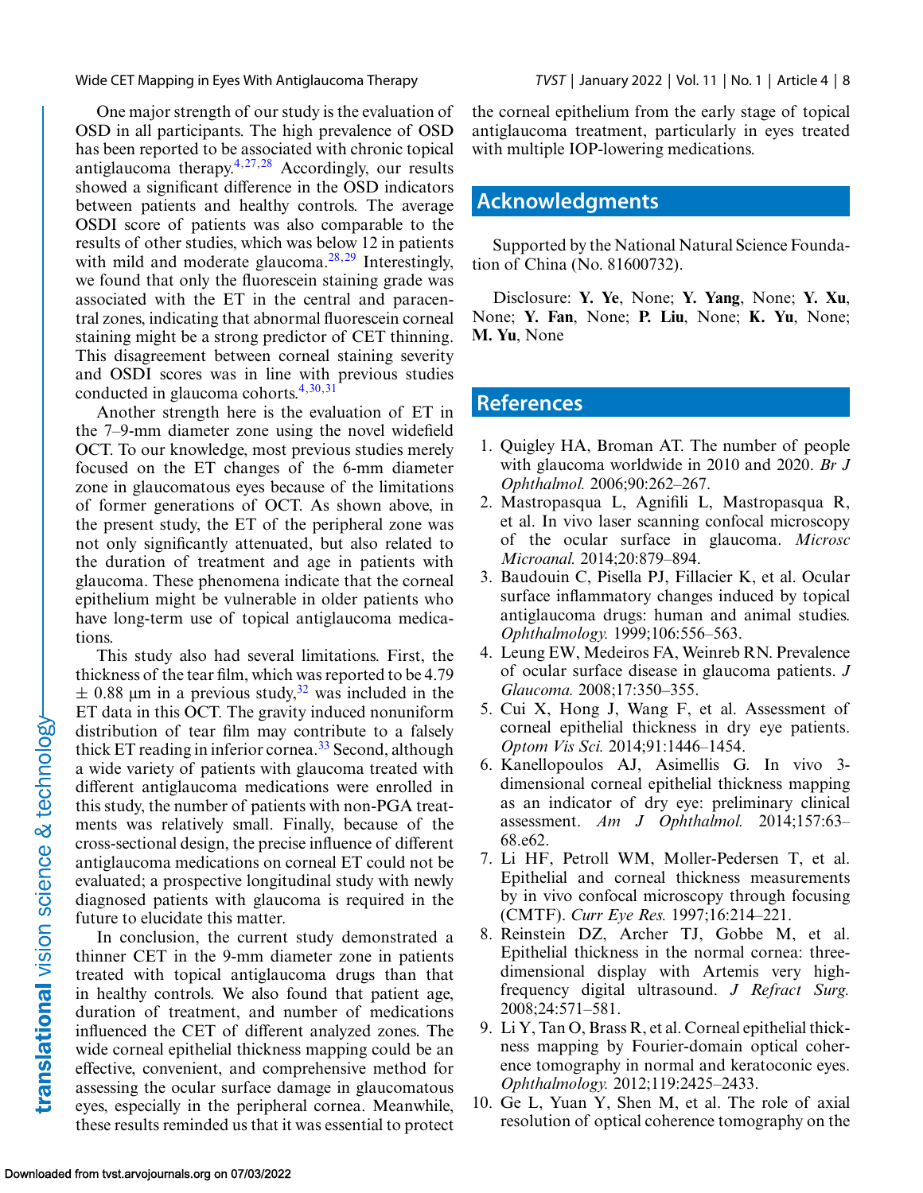One major strength of our study is the evaluation of OSD in all participants. The high prevalence of OSD has been reported to be associated with chronic topical antiglaucoma therapy.[4,27,28] Accordingly, our results showed a significant difference in the OSD indicators between patients and healthy controls. The average OSDI score of patients was also comparable to the results of other studies, which was below 12 in patients with mild and moderate glaucoma.[28,29] Interestingly, we found that only the fluorescein staining grade was associated with the ET in the central and paracentral zones, indicating that abnormal fluorescein corneal staining might be a strong predictor of CET thinning. This disagreement between corneal staining severity and OSDI scores was in line with previous studies conducted in glaucoma cohorts.[4,30,31]

Another strength here is the evaluation of ET in the 7–9-mm diameter zone using the novel widefield OCT. To our knowledge, most previous studies merely focused on the ET changes of the 6-mm diameter zone in glaucomatous eyes because of the limitations of former generations of OCT. As shown above, in the present study, the ET of the peripheral zone was not only significantly attenuated, but also related to the duration of treatment and age in patients with glaucoma. These phenomena indicate that the corneal epithelium might be vulnerable in older patients who have long-term use of topical antiglaucoma medications.

This study also had several limitations. First, the thickness of the tear film, which was reported to be 4.79 $\pm$ 0.88 µm in a previous study,[32] was included in the ET data in this OCT. The gravity induced nonuniform distribution of tear film may contribute to a falsely thick ET reading in inferior cornea.[33] Second, although a wide variety of patients with glaucoma treated with different antiglaucoma medications were enrolled in this study, the number of patients with non-PGA treatments was relatively small. Finally, because of the cross-sectional design, the precise influence of different antiglaucoma medications on corneal ET could not be evaluated; a prospective longitudinal study with newly diagnosed patients with glaucoma is required in the future to elucidate this matter.

In conclusion, the current study demonstrated a thinner CET in the 9-mm diameter zone in patients treated with topical antiglaucoma drugs than that in healthy controls. We also found that patient age, duration of treatment, and number of medications influenced the CET of different analyzed zones. The wide corneal epithelial thickness mapping could be an effective, convenient, and comprehensive method for assessing the ocular surface damage in glaucomatous eyes, especially in the peripheral cornea. Meanwhile, these results reminded us that it was essential to protect the corneal epithelium from the early stage of topical antiglaucoma treatment, particularly in eyes treated with multiple IOP-lowering medications.

## Acknowledgments

Supported by the National Natural Science Foundation of China (No. 81600732).

Disclosure: **Y. Ye**, None; **Y. Yang**, None; **Y. Xu**, None; **Y. Fan**, None; **P. Liu**, None; **K. Yu**, None; **M. Yu**, None

## References

1. Quigley HA, Broman AT. The number of people with glaucoma worldwide in 2010 and 2020. *Br J Ophthalmol.* 2006;90:262–267.
2. Mastropasqua L, Agnifili L, Mastropasqua R, et al. In vivo laser scanning confocal microscopy of the ocular surface in glaucoma. *Microsc Microanal.* 2014;20:879–894.
3. Baudouin C, Pisella PJ, Fillacier K, et al. Ocular surface inflammatory changes induced by topical antiglaucoma drugs: human and animal studies. *Ophthalmology.* 1999;106:556–563.
4. Leung EW, Medeiros FA, Weinreb RN. Prevalence of ocular surface disease in glaucoma patients. *J Glaucoma.* 2008;17:350–355.
5. Cui X, Hong J, Wang F, et al. Assessment of corneal epithelial thickness in dry eye patients. *Optom Vis Sci.* 2014;91:1446–1454.
6. Kanellopoulos AJ, Asimellis G. In vivo 3-dimensional corneal epithelial thickness mapping as an indicator of dry eye: preliminary clinical assessment. *Am J Ophthalmol.* 2014;157:63–68.e62.
7. Li HF, Petroll WM, Moller-Pedersen T, et al. Epithelial and corneal thickness measurements by in vivo confocal microscopy through focusing (CMTF). *Curr Eye Res.* 1997;16:214–221.
8. Reinstein DZ, Archer TJ, Gobbe M, et al. Epithelial thickness in the normal cornea: three-dimensional display with Artemis very high-frequency digital ultrasound. *J Refract Surg.* 2008;24:571–581.
9. Li Y, Tan O, Brass R, et al. Corneal epithelial thickness mapping by Fourier-domain optical coherence tomography in normal and keratoconic eyes. *Ophthalmology.* 2012;119:2425–2433.
10. Ge L, Yuan Y, Shen M, et al. The role of axial resolution of optical coherence tomography on the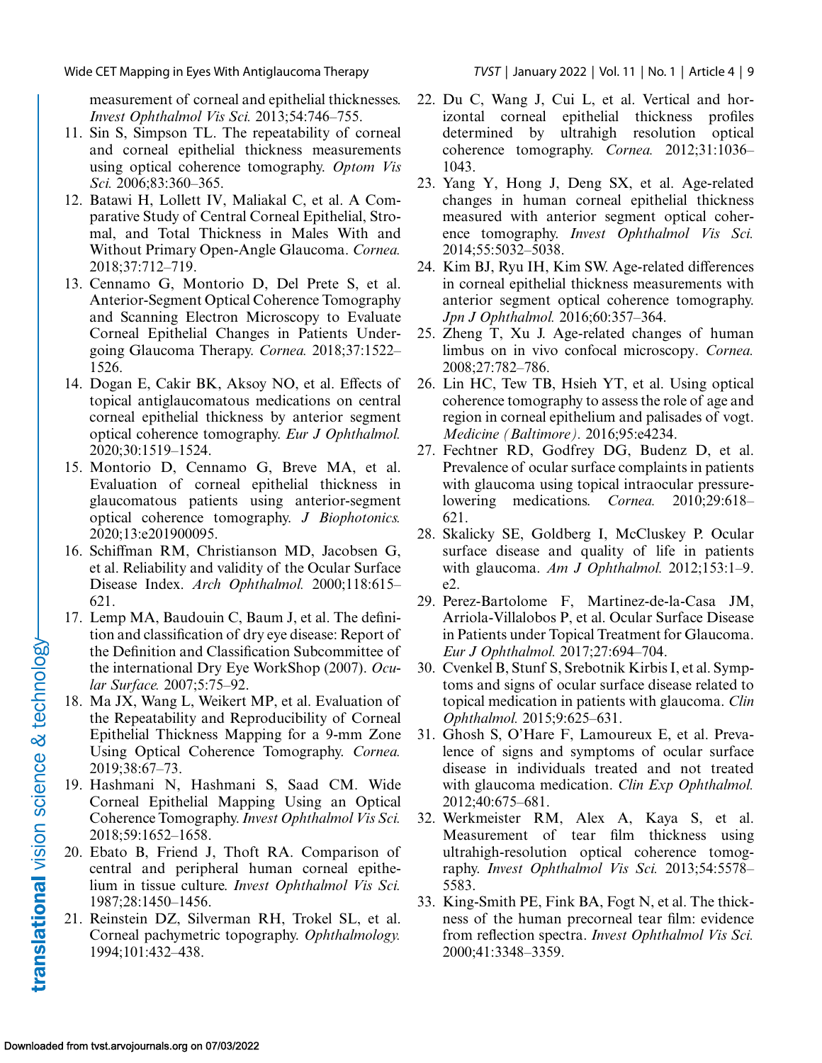measurement of corneal and epithelial thicknesses. *Invest Ophthalmol Vis Sci.* 2013;54:746–755.

11. Sin S, Simpson TL. The repeatability of corneal and corneal epithelial thickness measurements using optical coherence tomography. *Optom Vis Sci.* 2006;83:360–365.
12. Batawi H, Lollett IV, Maliakal C, et al. A Comparative Study of Central Corneal Epithelial, Stromal, and Total Thickness in Males With and Without Primary Open-Angle Glaucoma. *Cornea.* 2018;37:712–719.
13. Cennamo G, Montorio D, Del Prete S, et al. Anterior-Segment Optical Coherence Tomography and Scanning Electron Microscopy to Evaluate Corneal Epithelial Changes in Patients Undergoing Glaucoma Therapy. *Cornea.* 2018;37:1522–1526.
14. Dogan E, Cakir BK, Aksoy NO, et al. Effects of topical antiglaucomatous medications on central corneal epithelial thickness by anterior segment optical coherence tomography. *Eur J Ophthalmol.* 2020;30:1519–1524.
15. Montorio D, Cennamo G, Breve MA, et al. Evaluation of corneal epithelial thickness in glaucomatous patients using anterior-segment optical coherence tomography. *J Biophotonics.* 2020;13:e201900095.
16. Schiffman RM, Christianson MD, Jacobsen G, et al. Reliability and validity of the Ocular Surface Disease Index. *Arch Ophthalmol.* 2000;118:615–621.
17. Lemp MA, Baudouin C, Baum J, et al. The definition and classification of dry eye disease: Report of the Definition and Classification Subcommittee of the international Dry Eye WorkShop (2007). *Ocular Surface.* 2007;5:75–92.
18. Ma JX, Wang L, Weikert MP, et al. Evaluation of the Repeatability and Reproducibility of Corneal Epithelial Thickness Mapping for a 9-mm Zone Using Optical Coherence Tomography. *Cornea.* 2019;38:67–73.
19. Hashmani N, Hashmani S, Saad CM. Wide Corneal Epithelial Mapping Using an Optical Coherence Tomography. *Invest Ophthalmol Vis Sci.* 2018;59:1652–1658.
20. Ebato B, Friend J, Thoft RA. Comparison of central and peripheral human corneal epithelium in tissue culture. *Invest Ophthalmol Vis Sci.* 1987;28:1450–1456.
21. Reinstein DZ, Silverman RH, Trokel SL, et al. Corneal pachymetric topography. *Ophthalmology.* 1994;101:432–438.
22. Du C, Wang J, Cui L, et al. Vertical and horizontal corneal epithelial thickness profiles determined by ultrahigh resolution optical coherence tomography. *Cornea.* 2012;31:1036–1043.
23. Yang Y, Hong J, Deng SX, et al. Age-related changes in human corneal epithelial thickness measured with anterior segment optical coherence tomography. *Invest Ophthalmol Vis Sci.* 2014;55:5032–5038.
24. Kim BJ, Ryu IH, Kim SW. Age-related differences in corneal epithelial thickness measurements with anterior segment optical coherence tomography. *Jpn J Ophthalmol.* 2016;60:357–364.
25. Zheng T, Xu J. Age-related changes of human limbus on in vivo confocal microscopy. *Cornea.* 2008;27:782–786.
26. Lin HC, Tew TB, Hsieh YT, et al. Using optical coherence tomography to assess the role of age and region in corneal epithelium and palisades of vogt. *Medicine (Baltimore).* 2016;95:e4234.
27. Fechtner RD, Godfrey DG, Budenz D, et al. Prevalence of ocular surface complaints in patients with glaucoma using topical intraocular pressure-lowering medications. *Cornea.* 2010;29:618–621.
28. Skalicky SE, Goldberg I, McCluskey P. Ocular surface disease and quality of life in patients with glaucoma. *Am J Ophthalmol.* 2012;153:1–9. e2.
29. Perez-Bartolome F, Martinez-de-la-Casa JM, Arriola-Villalobos P, et al. Ocular Surface Disease in Patients under Topical Treatment for Glaucoma. *Eur J Ophthalmol.* 2017;27:694–704.
30. Cvenkel B, Stunf S, Srebotnik Kirbis I, et al. Symptoms and signs of ocular surface disease related to topical medication in patients with glaucoma. *Clin Ophthalmol.* 2015;9:625–631.
31. Ghosh S, O'Hare F, Lamoureux E, et al. Prevalence of signs and symptoms of ocular surface disease in individuals treated and not treated with glaucoma medication. *Clin Exp Ophthalmol.* 2012;40:675–681.
32. Werkmeister RM, Alex A, Kaya S, et al. Measurement of tear film thickness using ultrahigh-resolution optical coherence tomography. *Invest Ophthalmol Vis Sci.* 2013;54:5578–5583.
33. King-Smith PE, Fink BA, Fogt N, et al. The thickness of the human precorneal tear film: evidence from reflection spectra. *Invest Ophthalmol Vis Sci.* 2000;41:3348–3359.